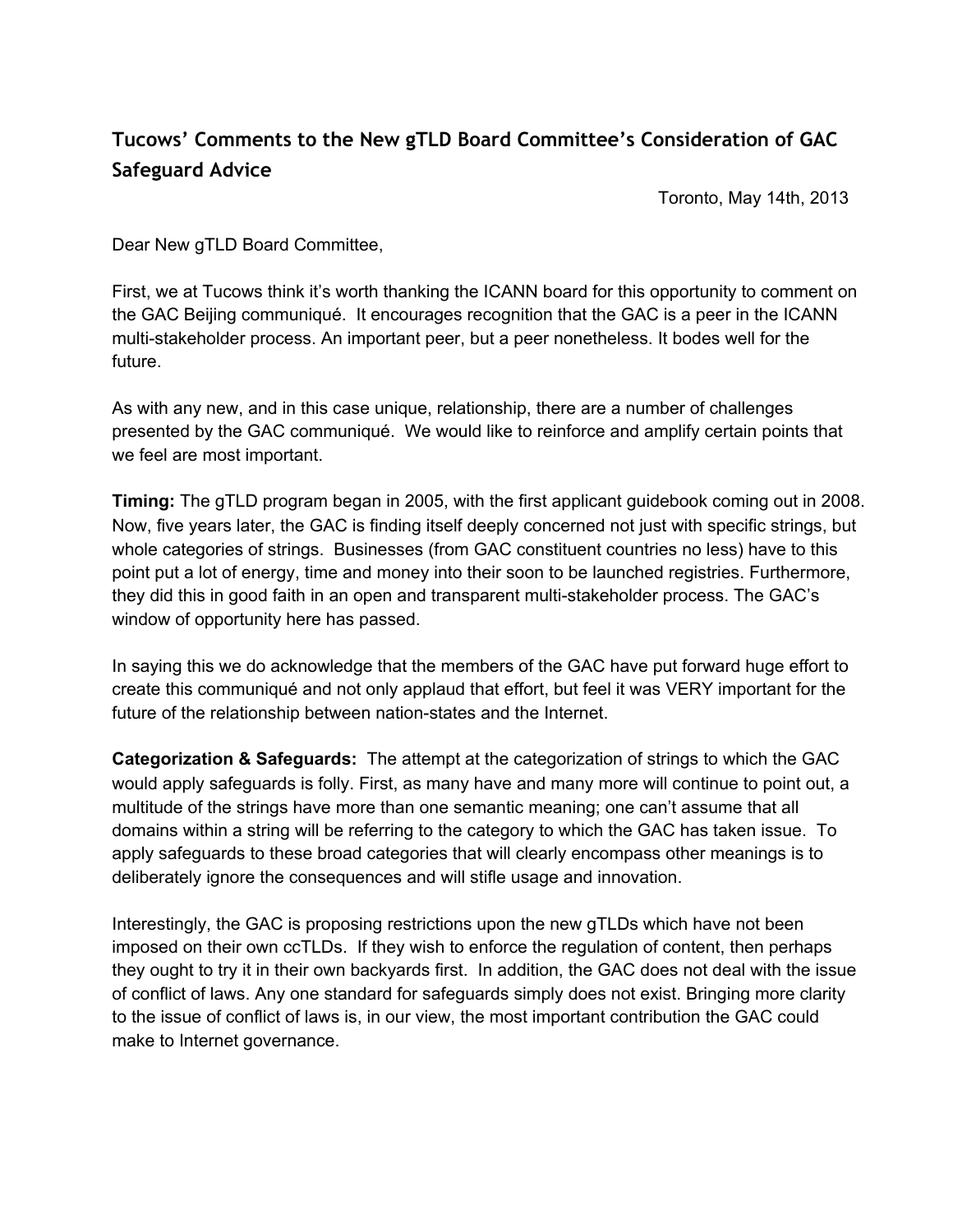# Tucows' Comments to the New gTLD Board Committee's Consideration of GAC Safeguard Advice

Toronto, May 14th, 2013

Dear New gTLD Board Committee,

First, we at Tucows think it's worth thanking the ICANN board for this opportunity to comment on the GAC Beijing communiqué. It encourages recognition that the GAC is a peer in the ICANN multi-stakeholder process. An important peer, but a peer nonetheless. It bodes well for the future.

As with any new, and in this case unique, relationship, there are a number of challenges presented by the GAC communiqué. We would like to reinforce and amplify certain points that we feel are most important.

**Timing:** The gTLD program began in 2005, with the first applicant guidebook coming out in 2008. Now, five years later, the GAC is finding itself deeply concerned not just with specific strings, but whole categories of strings. Businesses (from GAC constituent countries no less) have to this point put a lot of energy, time and money into their soon to be launched registries. Furthermore, they did this in good faith in an open and transparent multi-stakeholder process. The GAC's window of opportunity here has passed.

In saying this we do acknowledge that the members of the GAC have put forward huge effort to create this communiqué and not only applaud that effort, but feel it was VERY important for the future of the relationship between nation-states and the Internet.

**Categorization & Safeguards:** The attempt at the categorization of strings to which the GAC would apply safeguards is folly. First, as many have and many more will continue to point out, a multitude of the strings have more than one semantic meaning; one can't assume that all domains within a string will be referring to the category to which the GAC has taken issue. To apply safeguards to these broad categories that will clearly encompass other meanings is to deliberately ignore the consequences and will stifle usage and innovation.

Interestingly, the GAC is proposing restrictions upon the new gTLDs which have not been imposed on their own ccTLDs. If they wish to enforce the regulation of content, then perhaps they ought on to try it in their own backyards first. In addition, the GAC does not deal with the issue of conflict of laws. Any one standard for safeguards simply does not exist. Bringing more clarity to the issue of conflict of laws is, in our view, the most important contribution the GAC could make to Internet governance.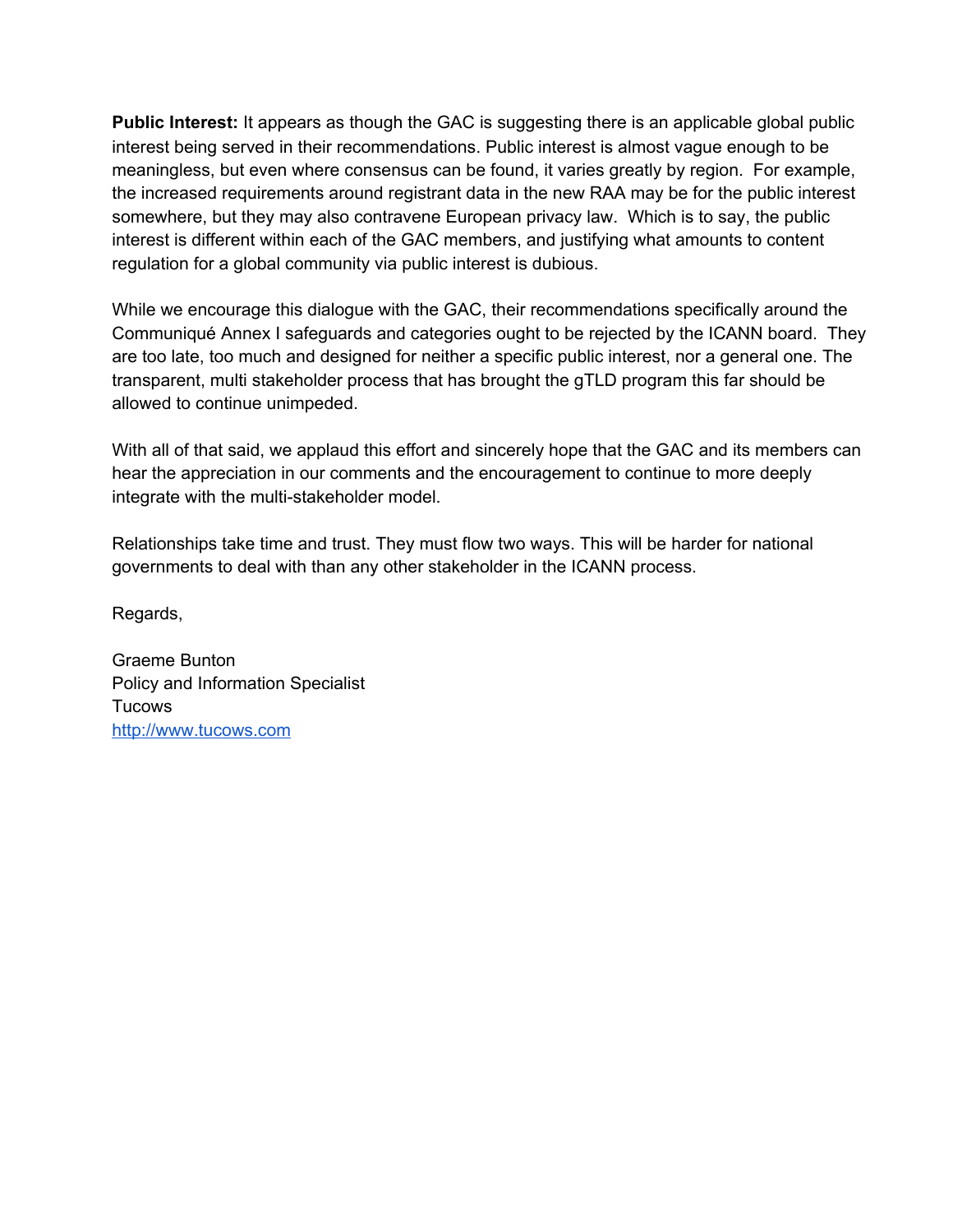**Public Interest:** It appears as though the GAC is suggesting there is an applicable global public interest being served in their recommendations. Public interest is almost vague enough to be meaningless, but even where consensus can be found, it varies greatly by region. For example, the increased requirements around registrant data in the new RAA may be for the public interest somewhere, but they may also contravene European privacy law. Which is to say, the public interest is different within each of the GAC members, and justifying what amounts to content regulation for a global community via public interest is dubious.

While we encourage this dialogue with the GAC, their recommendations specifically around the Communiqué Annex I safeguards and categories ought to be rejected by the ICANN board. They are too late, too much and designed for neither a specific public interest, nor a general one. The transparent, multi stakeholder process that has brought the gTLD program this far should be allowed to continue unimpeded.

With all of that said, we applaud this effort and sincerely hope that the GAC and its members can hear the appreciation in our comments and the encouragement to continue to more deeply integrate with the multi-stakeholder model.

Relationships take time and trust. They must flow two ways. This will be harder for national governments to deal with than any other stakeholder in the ICANN process.

Regards,

Graeme Bunton  
Policy and Information Specialist  
Tucows  
http://www.tucows.com